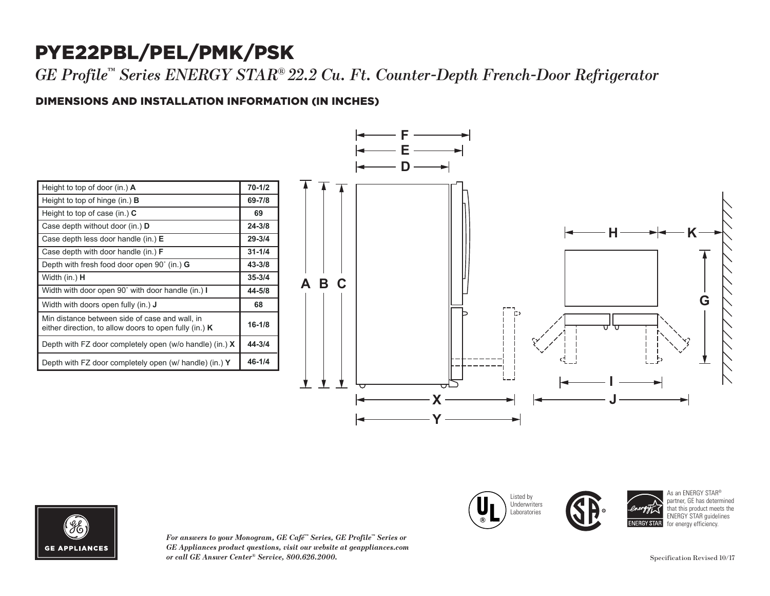# PYE22PBL/PEL/PMK/PSK

*GE Profile™ Series ENERGY STAR® 22.2 Cu. Ft. Counter-Depth French-Door Refrigerator*

## DIMENSIONS AND INSTALLATION INFORMATION (IN INCHES)

| | |
|---|---|
| Height to top of door (in.) **A** | **70-1/2** |
| Height to top of hinge (in.) **B** | **69-7/8** |
| Height to top of case (in.) **C** | **69** |
| Case depth without door (in.) **D** | **24-3/8** |
| Case depth less door handle (in.) **E** | **29-3/4** |
| Case depth with door handle (in.) **F** | **31-1/4** |
| Depth with fresh food door open 90˚ (in.) **G** | **43-3/8** |
| Width (in.) **H** | **35-3/4** |
| Width with door open 90˚ with door handle (in.) **I** | **44-5/8** |
| Width with doors open fully (in.) **J** | **68** |
| Min distance between side of case and wall, in either direction, to allow doors to open fully (in.) **K** | **16-1/8** |
| Depth with FZ door completely open (w/o handle) (in.) **X** | **44-3/4** |
| Depth with FZ door completely open (w/ handle) (in.) **Y** | **46-1/4** |

Listed by Underwriters Laboratories

As an ENERGY STAR® partner, GE has determined that this product meets the ENERGY STAR guidelines for energy efficiency.

*For answers to your Monogram, GE Café™ Series, GE Profile™ Series or GE Appliances product questions, visit our website at geappliances.com or call GE Answer Center® Service, 800.626.2000.*

Specification Revised 10/17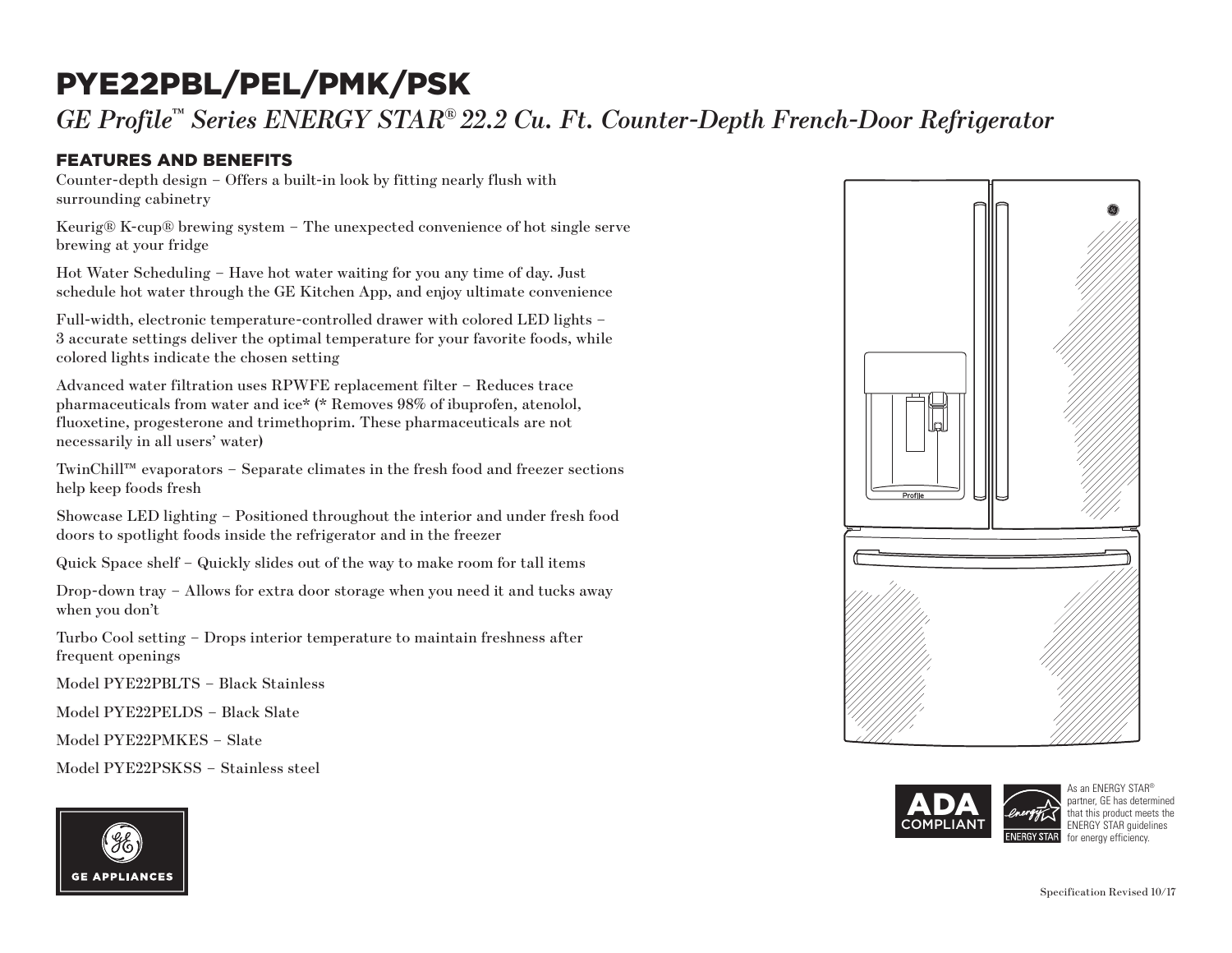# PYE22PBL/PEL/PMK/PSK

*GE Profile™ Series ENERGY STAR® 22.2 Cu. Ft. Counter-Depth French-Door Refrigerator*

## FEATURES AND BENEFITS

Counter-depth design – Offers a built-in look by fitting nearly flush with surrounding cabinetry

Keurig® K-cup® brewing system – The unexpected convenience of hot single serve brewing at your fridge

Hot Water Scheduling – Have hot water waiting for you any time of day. Just schedule hot water through the GE Kitchen App, and enjoy ultimate convenience

Full-width, electronic temperature-controlled drawer with colored LED lights – 3 accurate settings deliver the optimal temperature for your favorite foods, while colored lights indicate the chosen setting

Advanced water filtration uses RPWFE replacement filter – Reduces trace pharmaceuticals from water and ice* (* Removes 98% of ibuprofen, atenolol, fluoxetine, progesterone and trimethoprim. These pharmaceuticals are not necessarily in all users' water)

TwinChill™ evaporators – Separate climates in the fresh food and freezer sections help keep foods fresh

Showcase LED lighting – Positioned throughout the interior and under fresh food doors to spotlight foods inside the refrigerator and in the freezer

Quick Space shelf – Quickly slides out of the way to make room for tall items

Drop-down tray – Allows for extra door storage when you need it and tucks away when you don't

Turbo Cool setting – Drops interior temperature to maintain freshness after frequent openings

Model PYE22PBLTS – Black Stainless

Model PYE22PELDS – Black Slate

Model PYE22PMKES – Slate

Model PYE22PSKSS – Stainless steel

GE APPLIANCES

ADA COMPLIANT

ENERGY STAR

As an ENERGY STAR® partner, GE has determined that this product meets the ENERGY STAR guidelines for energy efficiency.

Specification Revised 10/17